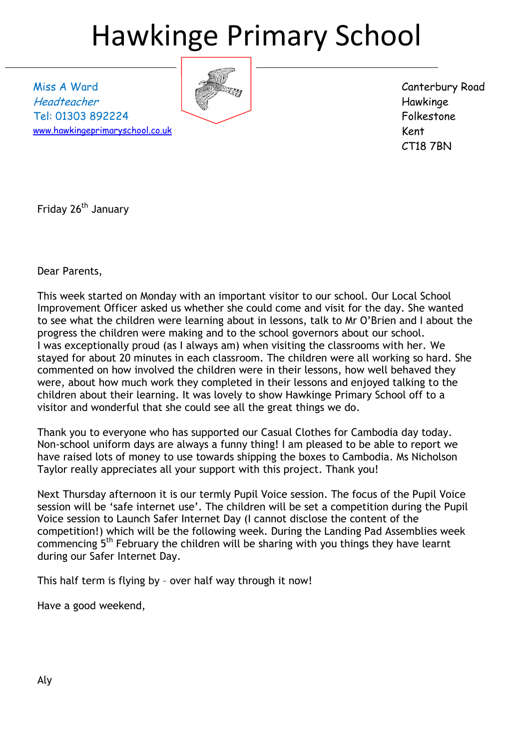# Hawkinge Primary School

Miss A Ward
*Headteacher*
Tel: 01303 892224
www.hawkingeprimaryschool.co.uk

Canterbury Road
Hawkinge
Folkestone
Kent
CT18 7BN

Friday 26th January

Dear Parents,

This week started on Monday with an important visitor to our school. Our Local School Improvement Officer asked us whether she could come and visit for the day. She wanted to see what the children were learning about in lessons, talk to Mr O'Brien and I about the progress the children were making and to the school governors about our school.
I was exceptionally proud (as I always am) when visiting the classrooms with her. We stayed for about 20 minutes in each classroom. The children were all working so hard. She commented on how involved the children were in their lessons, how well behaved they were, about how much work they completed in their lessons and enjoyed talking to the children about their learning. It was lovely to show Hawkinge Primary School off to a visitor and wonderful that she could see all the great things we do.

Thank you to everyone who has supported our Casual Clothes for Cambodia day today. Non-school uniform days are always a funny thing! I am pleased to be able to report we have raised lots of money to use towards shipping the boxes to Cambodia. Ms Nicholson Taylor really appreciates all your support with this project. Thank you!

Next Thursday afternoon it is our termly Pupil Voice session. The focus of the Pupil Voice session will be 'safe internet use'. The children will be set a competition during the Pupil Voice session to Launch Safer Internet Day (I cannot disclose the content of the competition!) which will be the following week. During the Landing Pad Assemblies week commencing 5th February the children will be sharing with you things they have learnt during our Safer Internet Day.

This half term is flying by – over half way through it now!

Have a good weekend,

Aly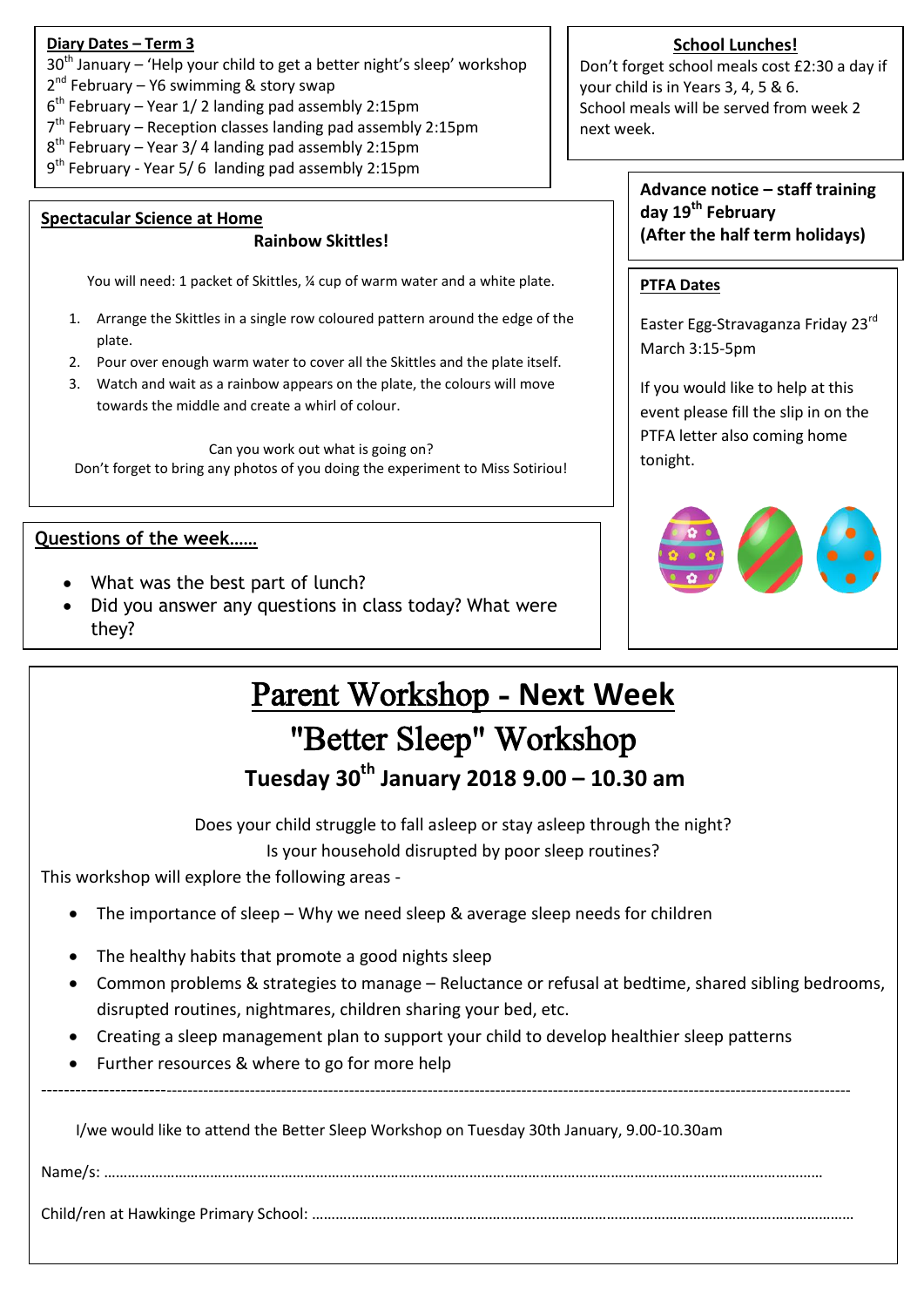**Diary Dates – Term 3**

30th January – 'Help your child to get a better night's sleep' workshop
2nd February – Y6 swimming & story swap
6th February – Year 1/ 2 landing pad assembly 2:15pm
7th February – Reception classes landing pad assembly 2:15pm
8th February – Year 3/ 4 landing pad assembly 2:15pm
9th February - Year 5/ 6 landing pad assembly 2:15pm

**School Lunches!**

Don't forget school meals cost £2:30 a day if your child is in Years 3, 4, 5 & 6.
School meals will be served from week 2 next week.

**Advance notice – staff training day 19th February (After the half term holidays)**

**Spectacular Science at Home**

**Rainbow Skittles!**

You will need: 1 packet of Skittles, ¼ cup of warm water and a white plate.

1. Arrange the Skittles in a single row coloured pattern around the edge of the plate.
2. Pour over enough warm water to cover all the Skittles and the plate itself.
3. Watch and wait as a rainbow appears on the plate, the colours will move towards the middle and create a whirl of colour.

Can you work out what is going on?
Don't forget to bring any photos of you doing the experiment to Miss Sotiriou!

**PTFA Dates**

Easter Egg-Stravaganza Friday 23rd March 3:15-5pm

If you would like to help at this event please fill the slip in on the PTFA letter also coming home tonight.

**Questions of the week……**

- What was the best part of lunch?
- Did you answer any questions in class today? What were they?

# Parent Workshop - Next Week

## "Better Sleep" Workshop

### Tuesday 30th January 2018 9.00 – 10.30 am

Does your child struggle to fall asleep or stay asleep through the night?
Is your household disrupted by poor sleep routines?

This workshop will explore the following areas -

- The importance of sleep – Why we need sleep & average sleep needs for children
- The healthy habits that promote a good nights sleep
- Common problems & strategies to manage – Reluctance or refusal at bedtime, shared sibling bedrooms, disrupted routines, nightmares, children sharing your bed, etc.
- Creating a sleep management plan to support your child to develop healthier sleep patterns
- Further resources & where to go for more help

---

I/we would like to attend the Better Sleep Workshop on Tuesday 30th January, 9.00-10.30am

Name/s: ……………………………………………………………………………………………………………………………………

Child/ren at Hawkinge Primary School: ……………………………………………………………………………………………